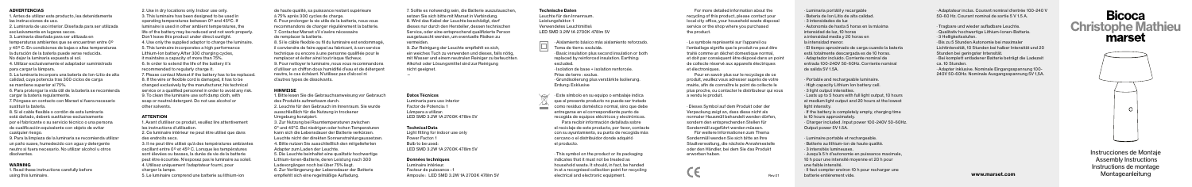## ADVERTENCIAS

1. Antes de utilizar este producto, lea detenidamente las instrucciones de uso.
2. Luminaria de uso interior. Diseñada para ser utilizada exclusivamente en espacios secos.
3. Luminaria diseñada para ser utilizada en temperaturas ambientales que se encuentren entre 0º y 45º C. En condiciones de bajas o altas temperaturas la duración de la batería puede verse reducida. No dejar la luminaria expuesta al sol.
4. Utilizar exclusivamente el adaptador suministrado para cargar la lámpara.
5. La luminaria incorpora una batería de Ion-Litio de alta calidad, cuya potencia tras 300 ciclos de carga se mantiene superior al 75%.
6. Para prolongar la vida útil de la batería se recomienda cargar la batería regularmente.
7. Póngase en contacto con Marset si fuera necesario sustituir la batería.
8. Si el cable flexible o cordón de esta luminaria está dañado, deberá sustituirse exclusivamente por el fabricante o su servicio técnico o una persona de cualificación equivalente con objeto de evitar cualquier riesgo.
9. Para la limpieza de la luminaria se recomienda utilizar un paño suave, humedecido con agua y detergente neutro si fuera necesario. No utilizar alcohol u otros disolventes.

## WARNING

1. Read these instructions carefully before using this luminaire.
2. Use in dry locations only. Indoor use only.
3. This luminaire has been designed to be used in operating temperatures between 0º and 45ºC. If luminaire is used in other ambient temperatures, the life of the battery may be reduced and not work properly. Don't leave this product under direct sunlight.
4. Use only the supplied adaptor to charge the luminaire.
5. This luminaire incorporates a high performance Lithium-Ion battery. After 300 charging cycles, it maintains a capacity of more than 75%.
6. In order to extend the life of the battery it's recommended to regularly charge it.
7. Please contact Marset if the battery has to be replaced.
8. If the wire or flexible cord is damaged, it has to be changed exclusively by the manufacturer, his technical service or a qualified personnel in order to avoid any risk.
9. To clean the luminaire use soft damp cloth, with soap or neutral detergent. Do not use alcohol or other solvents.

## ATTENTION

1. Avant d'utiliser ce produit, veuillez lire attentivement les instructions d'utilisation.
2. Ce luminaire intérieur ne peut être utilisé que dans des endroits secs.
3. Il ne peut être utilisé qu'à des températures ambiantes oscillant entre 0º et 45º C. Lorsque les températures sont élevées ou basses, la durée de vie de la batterie peut être écourtée. N'exposez pas le luminaire au soleil.
4. Utilisez uniquement l'adaptateur fourni, pour charger la lampe.
5. Le luminaire comprend une batterie au lithium-ion de haute qualité, sa puissance restant supérieure à 75% après 300 cycles de charge.
6. Pour prolonger la vie utile de la batterie, nous vous recommandons de charger régulièrement la batterie.
7. Contactez Marset s'il s'avère nécessaire de remplacer la batterie.
8. Si le câble flexible ou fil du luminaire est endommagé, il conviendra de faire appel au fabricant, à son service technique ou encore à une personne qualifiée pour le remplacer et éviter ainsi tout risque fâcheux.
9. Pour nettoyer le luminaire, nous vous recommandons d'utiliser un chiffon doux humidifié d'eau et de détergent neutre, le cas échéant. N'utilisez pas d'alcool ni d'autres types de dissolvants.

## HINWEISE

1. Bitte lesen Sie die Gebrauchsanweisung vor Gebrauch des Produkts aufmerksam durch.
2. Leuchte für den Gebrauch im Innenraum. Sie wurde ausschließlich für die Nutzung in trockenen Umgebung konzipiert.
3. Zur Nutzung bei Raumtemperaturen zwischen 0º und 45º C. Bei niedrigen oder hohen Temperaturen kann sich die Lebensdauer der Batterie verkürzen. Leuchte nicht der direkten Sonneneinstrahlung aussetzen.
4. Bitte nutzen Sie ausschließlich den mitgelieferten Adapter zum Laden der Leuchte.
5. Die Leuchte beinhaltet eine qualitativ hochwertige Lithium-Ionen-Batterie, deren Leistung nach 300 Ladevorgängen noch bei über 75% liegt.
6. Zur Verlängerung der Lebensdauer der Batterie empfiehlt sich eine regelmäßige Aufladung.
7. Sollte es notwendig sein, die Batterie auszutauschen, setzen Sie sich bitte mit Marset in Verbindung.
8. Wird das Kabel der Leuchte beschädigt, darf dieses nur durch den Hersteller, dessen technischen Service, oder eine entsprechend qualifizierte Person ausgetauscht werden, um eventuelle Risiken zu vermeiden.
9. Zur Reinigung der Leuchte empfiehlt es sich, ein weiches Tuch zu verwenden und dieses, falls nötig, mit Wasser und einem neutralen Reiniger zu befeuchten. Alkohol oder Lösungsmittel sind zur Reinigung nicht geeignet.

## Datos Técnicos

Luminaria para uso interior
Factor de Potencia: 1
Lámpara a utilizar:
LED SMD 3,2W 1A 2700K 478lm 5V

## Technical Data

Light fitting for indoor use only
Power Factor: 1
Bulb to be used:
LED SMD 3,2W 1A 2700K 478lm 5V

## Données techniques

Luminaire intérieur.
Facteur de puissance : 1
Ampoule : LED SMD 3,2W 1A 2700K 478lm 5V

## Technische Daten

Leuchte für den Innenraum.
Leistungsfaktor: 1
Verwendetes Leuchtmittel:
LED SMD 3,2W 1A 2700K 478lm 5V

- Aislamiento básico más aislamiento reforzado. Toma de tierra: excluida.
- Basic insulation plus second insulation or both replaced by reinforced insulation. Earthing: excluded.
- Isolation de base + isolation renforcée. Prise de terre : exclue.
- Grundisolierung plus verstärkte Isolierung. Erdung: Exklusive

Este símbolo en su equipo o embalaje indica que el presente producto no puede ser tratado como residuo doméstico normal, sino que debe entregarse en el correspondiente punto de recogida de equipos eléctricos y electrónicos. Para recibir información detallada sobre el reciclaje de este producto, por favor, contacte con su ayuntamiento, su punto de recogida más cercano o el distribuidor donde adquirió el producto.

This symbol on the product or its packaging indicates that it must not be treated as household waste. It should, in fact, be handed in at a recognised collection point for recycling electrical and electronic equipment. For more detailed information about the recycling of this product, please contact your local city office, your household waste disposal service or the shop where you purchased the product.

Le symbole représenté sur l'appareil ou l'emballage signifie que le produit ne peut être traité comme un déchet domestique normal, et doit par conséquent être déposé dans un point de collecte réservé aux appareils électriques et électroniques.
Pour en savoir plus sur le recyclage de ce produit, veuillez vous adresser auprès de votre mairie, afin de connaître le point de collecte le plus proche, ou contacter le distributeur qui vous a vendu le produit.

Dieses Symbol auf dem Produkt oder der Verpackung zeigt an, dass diese nicht als normaler Hausmüll behandelt werden dürfen, sondern den entsprechenden Stellen für Sondermüll zugeführt werden müssen.
Für weitere Informationen zum Thema Sondermüll wenden Sie sich bitte an Ihre Stadtverwaltung, die nächste Annahmestelle oder den Händler, bei dem Sie das Produkt erworben haben.

Rev.01

- Luminaria portátil y recargable
- Batería de Ion-Litio de alta calidad.
- 3 intensidades de luz
- Autonomía de hasta 5 horas en la máxima intensidad de luz, 10 horas a intensidad media y 20 horas en la intensidad menor.
- El tiempo aproximado de carga cuando la batería está totalmente descargada es de 10 horas.
- Adaptador incluido. Corriente nominal de entrada 100-240V 50-60Hz. Corriente nominal de salida 5V 1.5A.

- Portable and rechargeable luminaire.
- High capacity Lithium Ion battery cell.
- 3 light output intensities.
- Lasts up to 5 hours with full light output, 10 hours at medium light output and 20 hours at the lowest light intensity.
- If the battery is completely empty, charging time is 10 hours approximately.
- Charger included. Input power 100-240V 50-60Hz. Output power 5V 1.5A.

- Luminaire portable et rechargeable.
- Batterie au lithium-ion de haute qualité.
- 3 intensités lumineuses.
- Jusqu'à 5 h d'autonomie en puissance maximale, 10 h pour une intensité moyenne et 20 h pour une faible intensité.
- Il faut compter environ 10 h pour recharger une batterie entièrement vide.
- Adaptateur inclus. Courant nominal d'entrée 100-240 V 50-60 Hz. Courant nominal de sortie 5 V 1.5 A.

- Tragbare und wieder aufladbare Leuchte.
- Qualitativ hochwertige Lithium-Ionen-Batterie.
- 3 Helligkeitsstufen.
- Bis zu 5 Stunden Autonomie bei maximaler Lichtintensität, 10 Stunden bei halber Intensität und 20 Stunden bei geringster Intensität.
- Bei komplett entladener Batterie beträgt die Ladezeit ca. 10 Stunden.
- Adapter inklusive. Nominale Eingangsspannung 100-240V 50-60Hz. Nominale Ausgangsspannung 5V 1.5A.

# Bicoca
# Christophe Mathieu
# marset

Instrucciones de Montaje
Assembly Instructions
Instructions de montage
Montageanleitung

**www.marset.com**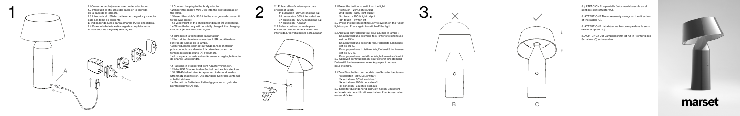1

1.1 Conectar la clavija en el cuerpo del adaptador.
1.2 Introducir el Mini USB del cable en la entrada de la base de la lámpara.
1.3 Introducir el USB del cable en el cargador y conectar este a la toma de corriente.
El indicador de luz de carga amarillo (A) se encenderá.
1.4 Cuando la batería esté cargada completamente el indicador de carga (A) se apagará.

A

1.1 Connect the plug to the body adaptor.
1.2 Insert the cable's Mini USB into the socket's base of the lamp.
1.3 Insert the cable's USB into the charger and connect it to the wall socket.
The yellow light of the charging indicator (A) will light up.
1.4 When the battery will be totally charged, the charging indicator (A) will switch off again.

1.1 Introduisez la fiche dans l'adaptateur.
1.2 Introduisez le mini-connecteur USB du câble dans l'entrée de la base de la lampe.
1.3 Introduisez le connecteur USB dans le chargeur puis connectez ce dernier à la prise de courant. Le témoin de charge jaune (A) s'allumera.
1.4 Lorsque la batterie est entièrement chargée, le témoin de charge (A) s'éteindra.

1.1 Passenden Stecker mit dem Adapter verbinden.
1.2 Mini USB Stecker in den Sockel der Leuchte stecken.
1.3 USB-Kabel mit dem Adapter verbinden und an das Stromnetz anschließen. Die orangene Kontrollleuchte (A) schaltet sich ein.
1.4 Sobald die Batterie vollständig geladen ist, geht die Kontrollleuchte (A) aus.

2

2.1 Pulsar el botón interruptor para encender la luz:
1ª pulsación – 25% intensidad luz
2ª pulsación – 50% intensidad luz
3ª pulsación – 100% intensidad luz
4ª pulsación – Apagar
2.2 Pulsar continuadamente para encender directamente a la máxima intensidad. Volver a pulsar para apagar.

2.1 Press the button to switch on the light.
1st touch – 25% light output
2nd touch – 50% light output
3rd touch – 100% light output
4th touch – Switch off
2.2 Press the button continuously to switch on the fullest light output. Press again to switch off the light.

2.1 Appuyez sur l'interrupteur pour allumer la lampe :
En appuyant une première fois, l'intensité lumineuse est de 25 %.
En appuyant une seconde fois, l'intensité lumineuse est de 50 %.
En appuyant une troisième fois, l'intensité lumineuse est de 100 %.
En appuyant une quatrième fois, le luminaire s'éteint.
2.2 Appuyez continuellement pour obtenir directement l'intensité lumineuse maximale. Appuyez à nouveau pour éteindre.

2.1 Zum Einschalten der Leuchte den Schalter bedienen:
1x schalten – 25% Leuchtkraft
2x schalten – 50% Leuchtkraft
3x schalten – 100% Leuchtkraft
4x schalten – Leuchte geht aus
2.2 Schalter durchgehend gedrückt halten, um sofort auf maximale Leuchtkraft zu schalten. Zum Ausschalten erneut drücken.

3.

B

C

3. ¡ ATENCIÓN ! La pantalla únicamente bascula en el sentido del interruptor (C).

3. ATTENTION ! The screen only swings on the direction of the switch (C).

3. ATTENTION ! L'abat-jour ne bascule que dans le sens de l'interrupteur (C).

3. ACHTUNG ! Der Lampenschirm ist nur in Richtung des Schalters (C) schwenkbar.

marset